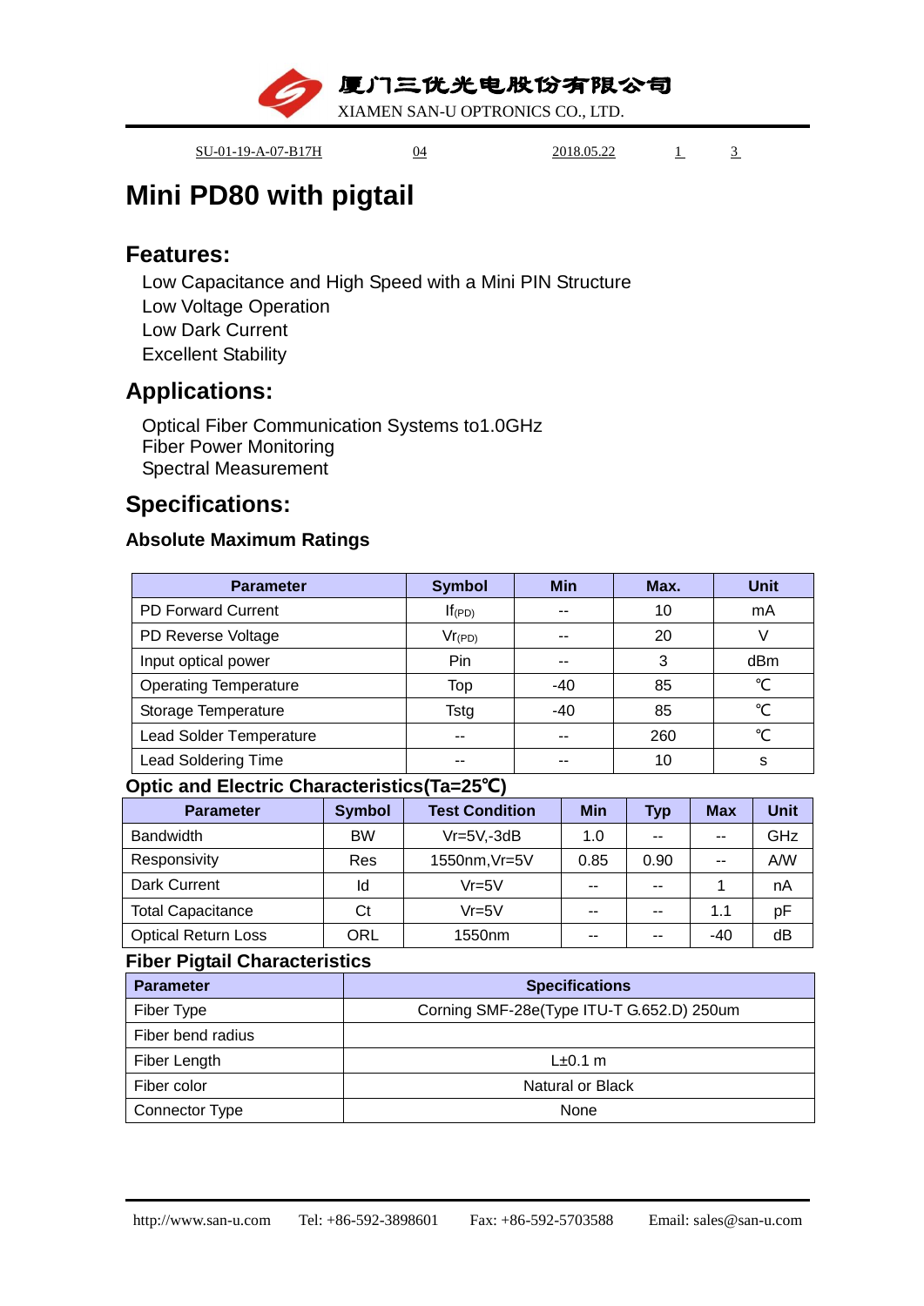厦门三优光电股份有限公司

XIAMEN SAN-U OPTRONICS CO., LTD.

SU-01-19-A-07-B17H 04 2018.05.22

# Mini PD80 with pigtail

## Features:

Low Capacitance and High Speed with a Mini PIN Structure
Low Voltage Operation
Low Dark Current
Excellent Stability

## Applications:

Optical Fiber Communication Systems to1.0GHz
Fiber Power Monitoring
Spectral Measurement

## Specifications:

### Absolute Maximum Ratings

| Parameter | Symbol | Min | Max. | Unit |
|---|---|---|---|---|
| PD Forward Current | $If_{(PD)}$ | -- | 10 | mA |
| PD Reverse Voltage | $Vr_{(PD)}$ | -- | 20 | V |
| Input optical power | Pin | -- | 3 | dBm |
| Operating Temperature | Top | -40 | 85 | ℃ |
| Storage Temperature | Tstg | -40 | 85 | ℃ |
| Lead Solder Temperature | -- | -- | 260 | ℃ |
| Lead Soldering Time | -- | -- | 10 | s |

### Optic and Electric Characteristics(Ta=25℃)

| Parameter | Symbol | Test Condition | Min | Typ | Max | Unit |
|---|---|---|---|---|---|---|
| Bandwidth | BW | Vr=5V,-3dB | 1.0 | -- | -- | GHz |
| Responsivity | Res | 1550nm,Vr=5V | 0.85 | 0.90 | -- | A/W |
| Dark Current | Id | Vr=5V | -- | -- | 1 | nA |
| Total Capacitance | Ct | Vr=5V | -- | -- | 1.1 | pF |
| Optical Return Loss | ORL | 1550nm | -- | -- | -40 | dB |

### Fiber Pigtail Characteristics

| Parameter | Specifications |
|---|---|
| Fiber Type | Corning SMF-28e(Type ITU-T G.652.D) 250um |
| Fiber bend radius | |
| Fiber Length | L±0.1 m |
| Fiber color | Natural or Black |
| Connector Type | None |

http://www.san-u.com Tel: +86-592-3898601 Fax: +86-592-5703588 Email: sales@san-u.com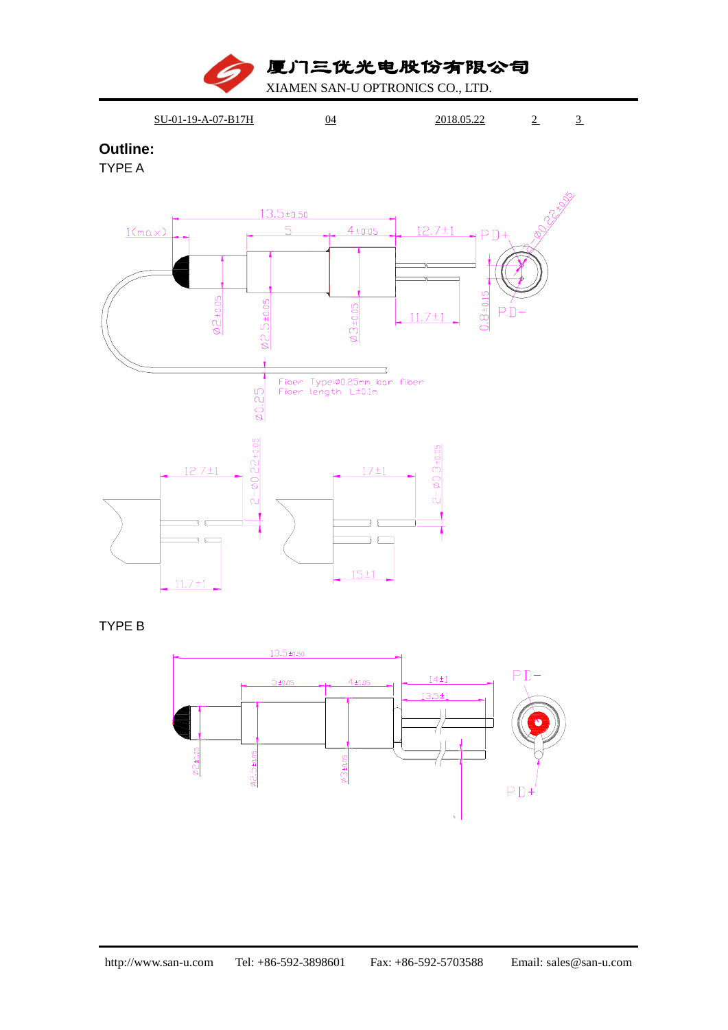**Outline:**

TYPE A

TYPE B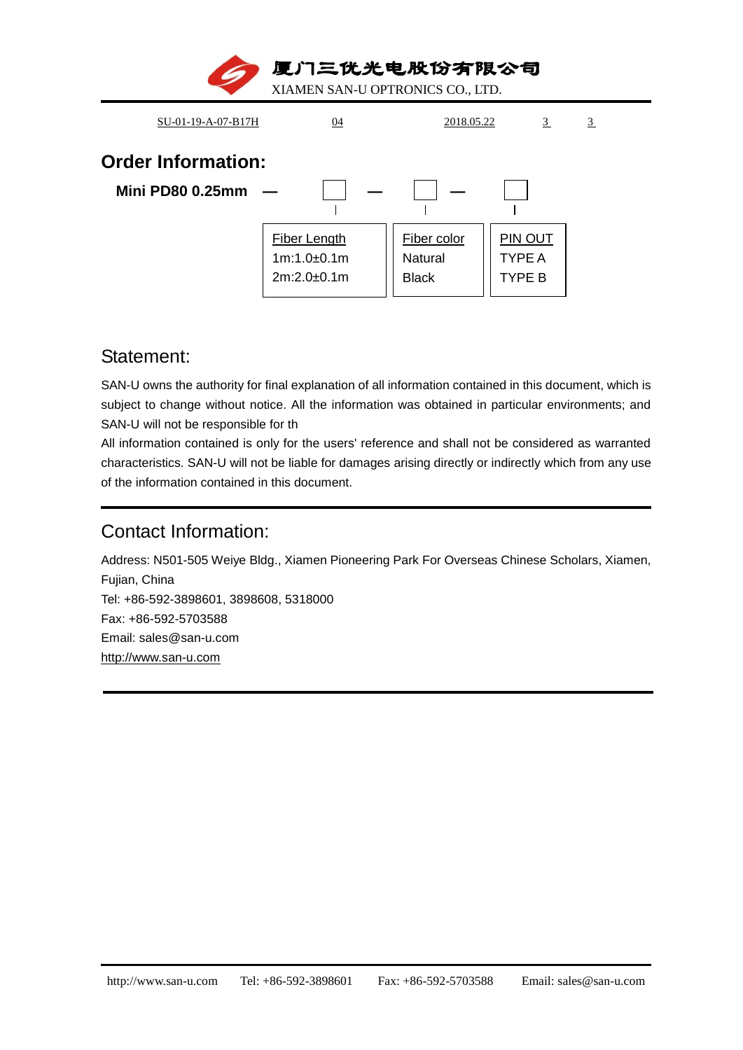## Order Information:

**Mini PD80 0.25mm** — ☐ — ☐ — ☐

| Fiber Length | Fiber color | PIN OUT |
|---|---|---|
| 1m:1.0±0.1m | Natural | TYPE A |
| 2m:2.0±0.1m | Black | TYPE B |

## Statement:

SAN-U owns the authority for final explanation of all information contained in this document, which is subject to change without notice. All the information was obtained in particular environments; and SAN-U will not be responsible for th

All information contained is only for the users' reference and shall not be considered as warranted characteristics. SAN-U will not be liable for damages arising directly or indirectly which from any use of the information contained in this document.

## Contact Information:

Address: N501-505 Weiye Bldg., Xiamen Pioneering Park For Overseas Chinese Scholars, Xiamen, Fujian, China

Tel: +86-592-3898601, 3898608, 5318000

Fax: +86-592-5703588

Email: sales@san-u.com

http://www.san-u.com